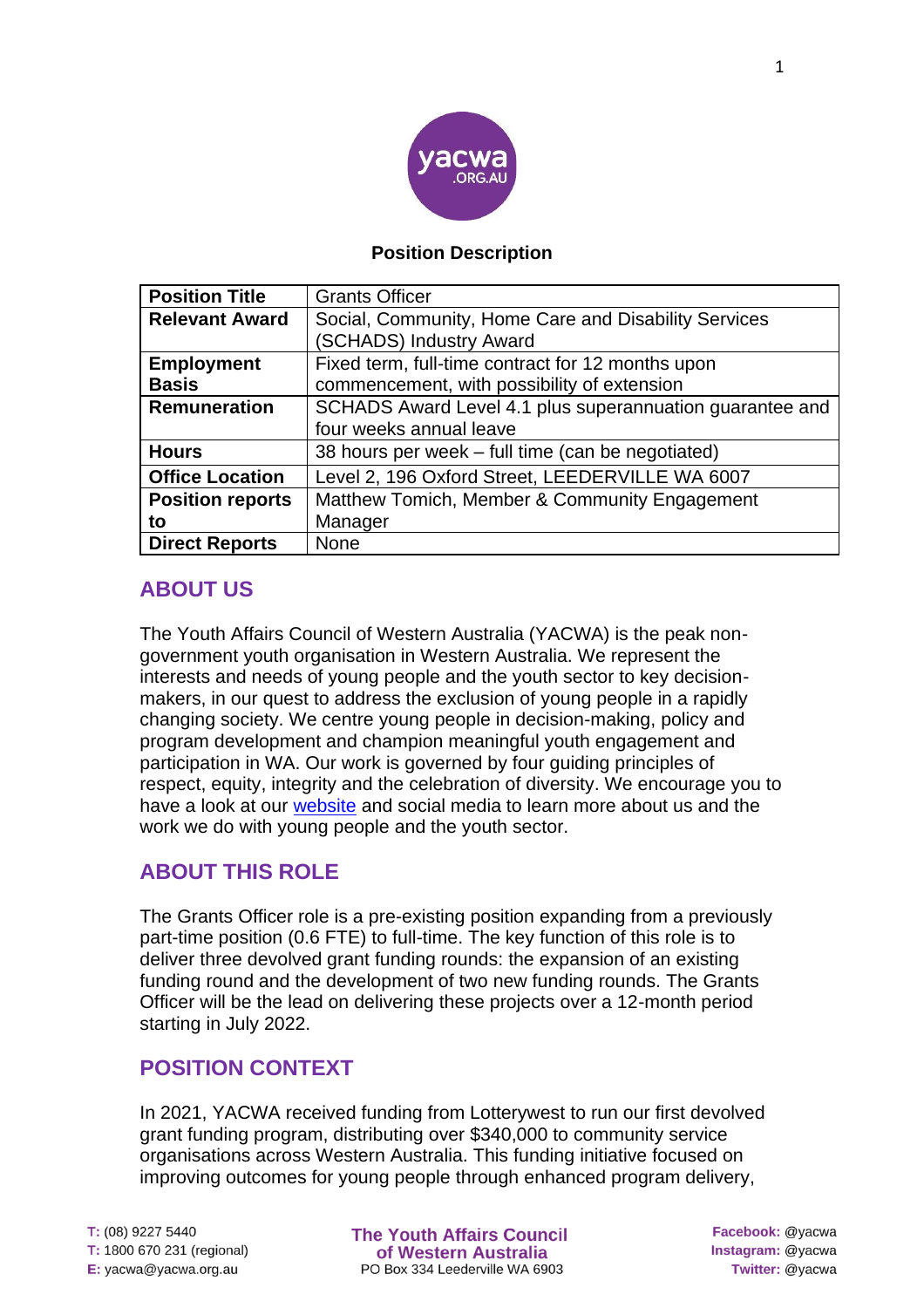**Position Description**

| Position Title | Grants Officer |
|---|---|
| Relevant Award | Social, Community, Home Care and Disability Services (SCHADS) Industry Award |
| Employment Basis | Fixed term, full-time contract for 12 months upon commencement, with possibility of extension |
| Remuneration | SCHADS Award Level 4.1 plus superannuation guarantee and four weeks annual leave |
| Hours | 38 hours per week – full time (can be negotiated) |
| Office Location | Level 2, 196 Oxford Street, LEEDERVILLE WA 6007 |
| Position reports to | Matthew Tomich, Member & Community Engagement Manager |
| Direct Reports | None |

## ABOUT US

The Youth Affairs Council of Western Australia (YACWA) is the peak non-government youth organisation in Western Australia. We represent the interests and needs of young people and the youth sector to key decision-makers, in our quest to address the exclusion of young people in a rapidly changing society. We centre young people in decision-making, policy and program development and champion meaningful youth engagement and participation in WA. Our work is governed by four guiding principles of respect, equity, integrity and the celebration of diversity. We encourage you to have a look at our website and social media to learn more about us and the work we do with young people and the youth sector.

## ABOUT THIS ROLE

The Grants Officer role is a pre-existing position expanding from a previously part-time position (0.6 FTE) to full-time. The key function of this role is to deliver three devolved grant funding rounds: the expansion of an existing funding round and the development of two new funding rounds. The Grants Officer will be the lead on delivering these projects over a 12-month period starting in July 2022.

## POSITION CONTEXT

In 2021, YACWA received funding from Lotterywest to run our first devolved grant funding program, distributing over $340,000 to community service organisations across Western Australia. This funding initiative focused on improving outcomes for young people through enhanced program delivery,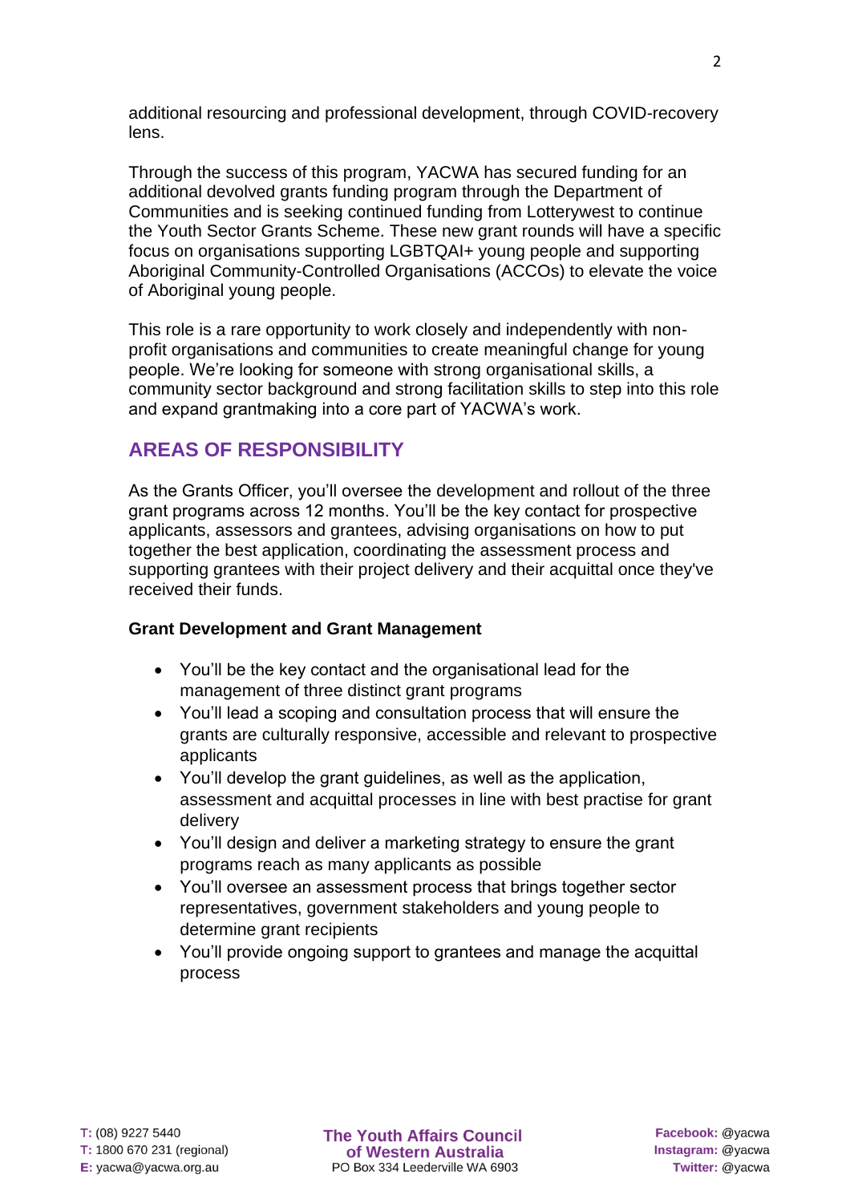additional resourcing and professional development, through COVID-recovery lens.

Through the success of this program, YACWA has secured funding for an additional devolved grants funding program through the Department of Communities and is seeking continued funding from Lotterywest to continue the Youth Sector Grants Scheme. These new grant rounds will have a specific focus on organisations supporting LGBTQAI+ young people and supporting Aboriginal Community-Controlled Organisations (ACCOs) to elevate the voice of Aboriginal young people.

This role is a rare opportunity to work closely and independently with non-profit organisations and communities to create meaningful change for young people. We're looking for someone with strong organisational skills, a community sector background and strong facilitation skills to step into this role and expand grantmaking into a core part of YACWA's work.

## AREAS OF RESPONSIBILITY

As the Grants Officer, you'll oversee the development and rollout of the three grant programs across 12 months. You'll be the key contact for prospective applicants, assessors and grantees, advising organisations on how to put together the best application, coordinating the assessment process and supporting grantees with their project delivery and their acquittal once they've received their funds.

**Grant Development and Grant Management**

- You'll be the key contact and the organisational lead for the management of three distinct grant programs
- You'll lead a scoping and consultation process that will ensure the grants are culturally responsive, accessible and relevant to prospective applicants
- You'll develop the grant guidelines, as well as the application, assessment and acquittal processes in line with best practise for grant delivery
- You'll design and deliver a marketing strategy to ensure the grant programs reach as many applicants as possible
- You'll oversee an assessment process that brings together sector representatives, government stakeholders and young people to determine grant recipients
- You'll provide ongoing support to grantees and manage the acquittal process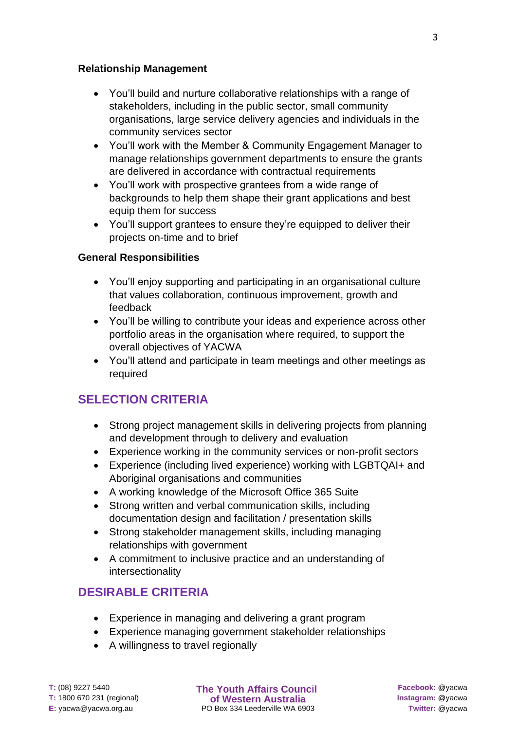**Relationship Management**

- You'll build and nurture collaborative relationships with a range of stakeholders, including in the public sector, small community organisations, large service delivery agencies and individuals in the community services sector
- You'll work with the Member & Community Engagement Manager to manage relationships government departments to ensure the grants are delivered in accordance with contractual requirements
- You'll work with prospective grantees from a wide range of backgrounds to help them shape their grant applications and best equip them for success
- You'll support grantees to ensure they're equipped to deliver their projects on-time and to brief

**General Responsibilities**

- You'll enjoy supporting and participating in an organisational culture that values collaboration, continuous improvement, growth and feedback
- You'll be willing to contribute your ideas and experience across other portfolio areas in the organisation where required, to support the overall objectives of YACWA
- You'll attend and participate in team meetings and other meetings as required

## SELECTION CRITERIA

- Strong project management skills in delivering projects from planning and development through to delivery and evaluation
- Experience working in the community services or non-profit sectors
- Experience (including lived experience) working with LGBTQAI+ and Aboriginal organisations and communities
- A working knowledge of the Microsoft Office 365 Suite
- Strong written and verbal communication skills, including documentation design and facilitation / presentation skills
- Strong stakeholder management skills, including managing relationships with government
- A commitment to inclusive practice and an understanding of intersectionality

## DESIRABLE CRITERIA

- Experience in managing and delivering a grant program
- Experience managing government stakeholder relationships
- A willingness to travel regionally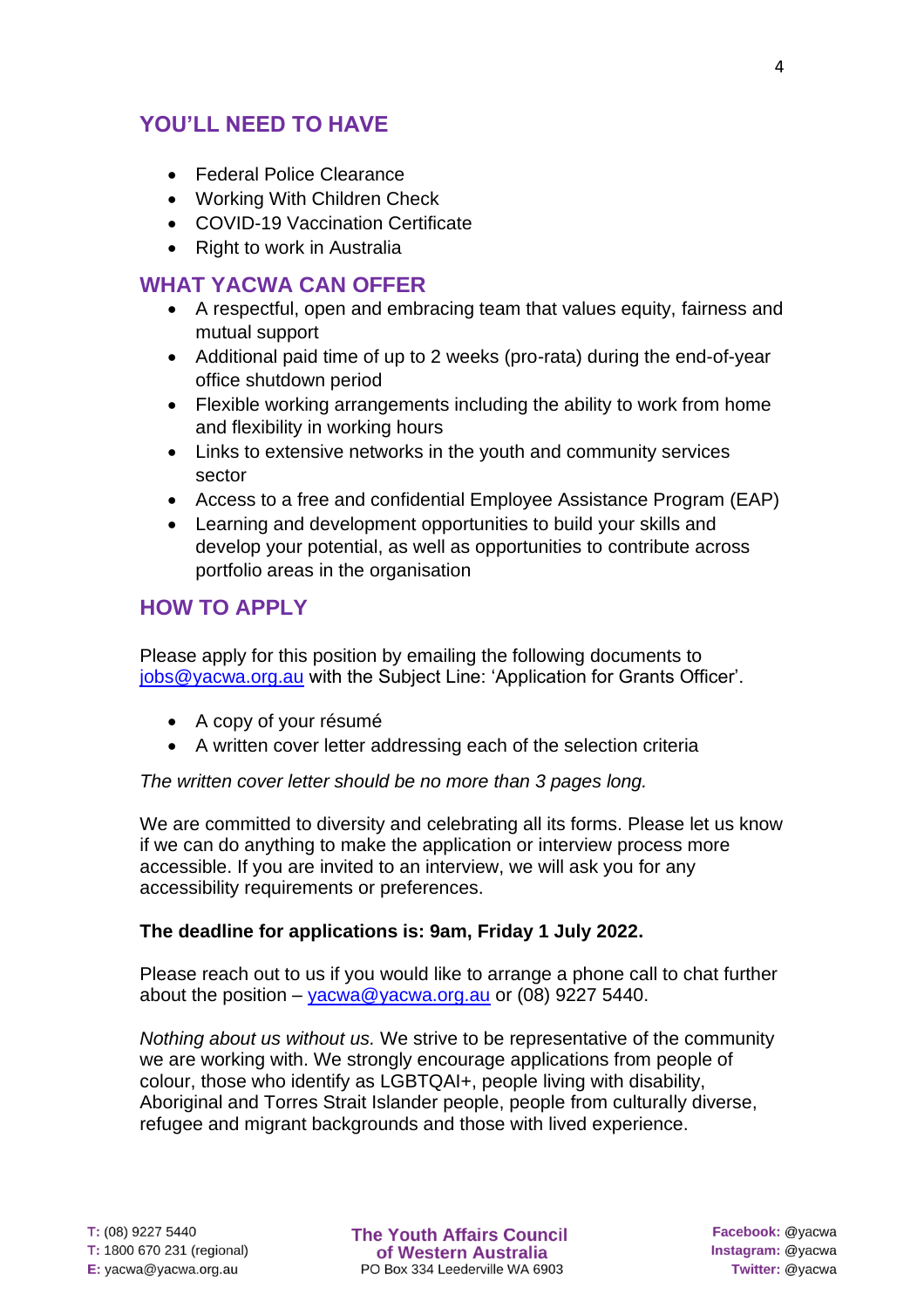## YOU'LL NEED TO HAVE

- Federal Police Clearance
- Working With Children Check
- COVID-19 Vaccination Certificate
- Right to work in Australia

## WHAT YACWA CAN OFFER

- A respectful, open and embracing team that values equity, fairness and mutual support
- Additional paid time of up to 2 weeks (pro-rata) during the end-of-year office shutdown period
- Flexible working arrangements including the ability to work from home and flexibility in working hours
- Links to extensive networks in the youth and community services sector
- Access to a free and confidential Employee Assistance Program (EAP)
- Learning and development opportunities to build your skills and develop your potential, as well as opportunities to contribute across portfolio areas in the organisation

## HOW TO APPLY

Please apply for this position by emailing the following documents to jobs@yacwa.org.au with the Subject Line: 'Application for Grants Officer'.

- A copy of your résumé
- A written cover letter addressing each of the selection criteria

*The written cover letter should be no more than 3 pages long.*

We are committed to diversity and celebrating all its forms. Please let us know if we can do anything to make the application or interview process more accessible. If you are invited to an interview, we will ask you for any accessibility requirements or preferences.

**The deadline for applications is: 9am, Friday 1 July 2022.**

Please reach out to us if you would like to arrange a phone call to chat further about the position – yacwa@yacwa.org.au or (08) 9227 5440.

*Nothing about us without us.* We strive to be representative of the community we are working with. We strongly encourage applications from people of colour, those who identify as LGBTQAI+, people living with disability, Aboriginal and Torres Strait Islander people, people from culturally diverse, refugee and migrant backgrounds and those with lived experience.